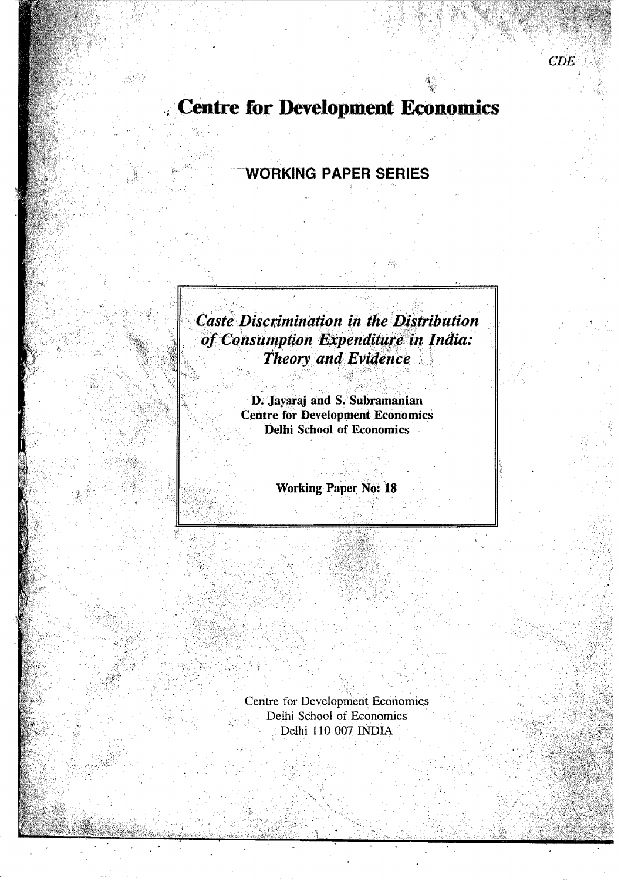CDE

# Centre for Development Economics

## WORKING PAPER SERIES

***Caste Discrimination in the Distribution of Consumption Expenditure in India: Theory and Evidence***

**D. Jayaraj and S. Subramanian**
**Centre for Development Economics**
**Delhi School of Economics**

**Working Paper No: 18**

Centre for Development Economics
Delhi School of Economics
Delhi 110 007 INDIA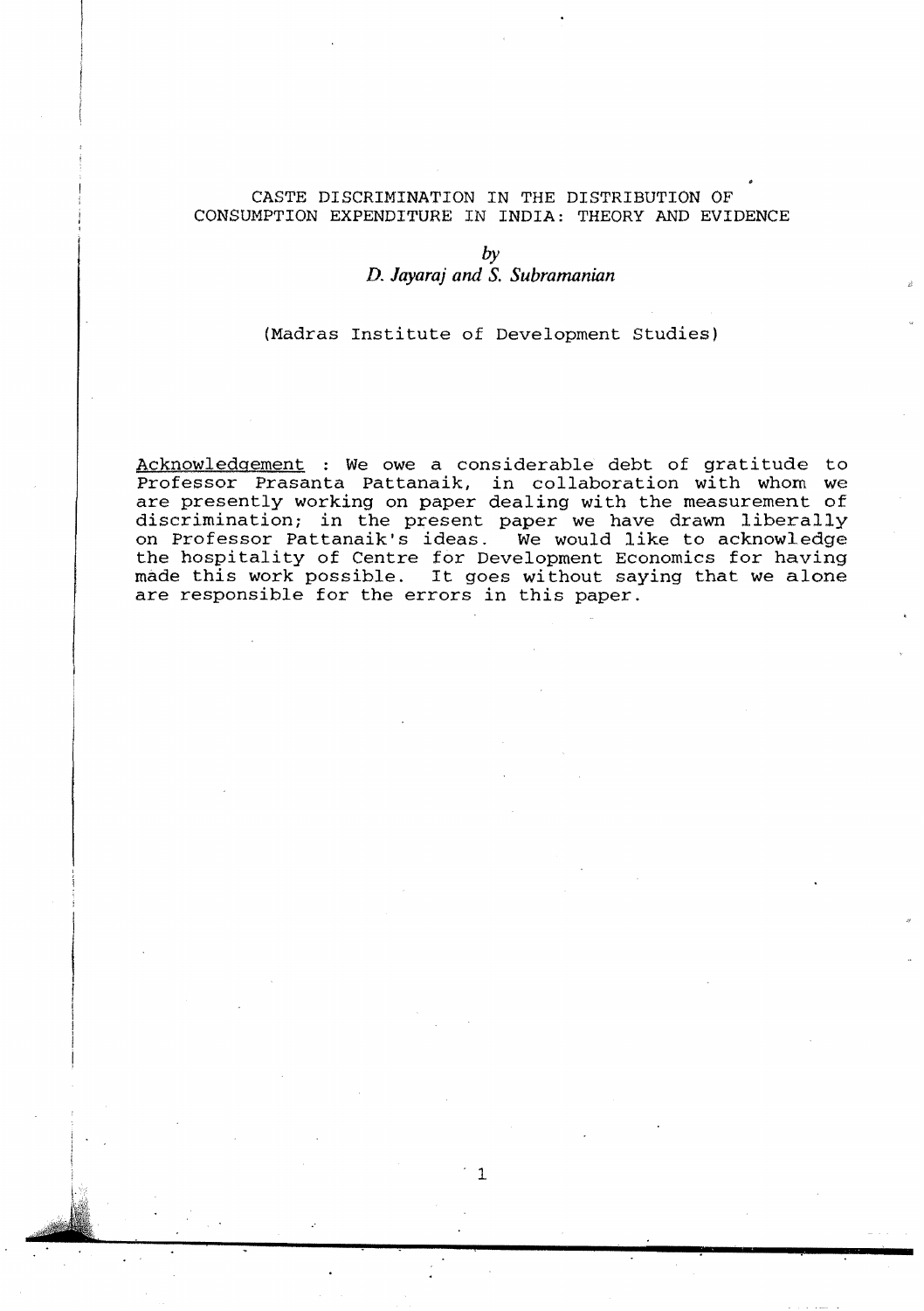# CASTE DISCRIMINATION IN THE DISTRIBUTION OF CONSUMPTION EXPENDITURE IN INDIA: THEORY AND EVIDENCE

*by*

*D. Jayaraj and S. Subramanian*

(Madras Institute of Development Studies)

Acknowledgement : We owe a considerable debt of gratitude to Professor Prasanta Pattanaik, in collaboration with whom we are presently working on paper dealing with the measurement of discrimination; in the present paper we have drawn liberally on Professor Pattanaik's ideas. We would like to acknowledge the hospitality of Centre for Development Economics for having made this work possible. It goes without saying that we alone are responsible for the errors in this paper.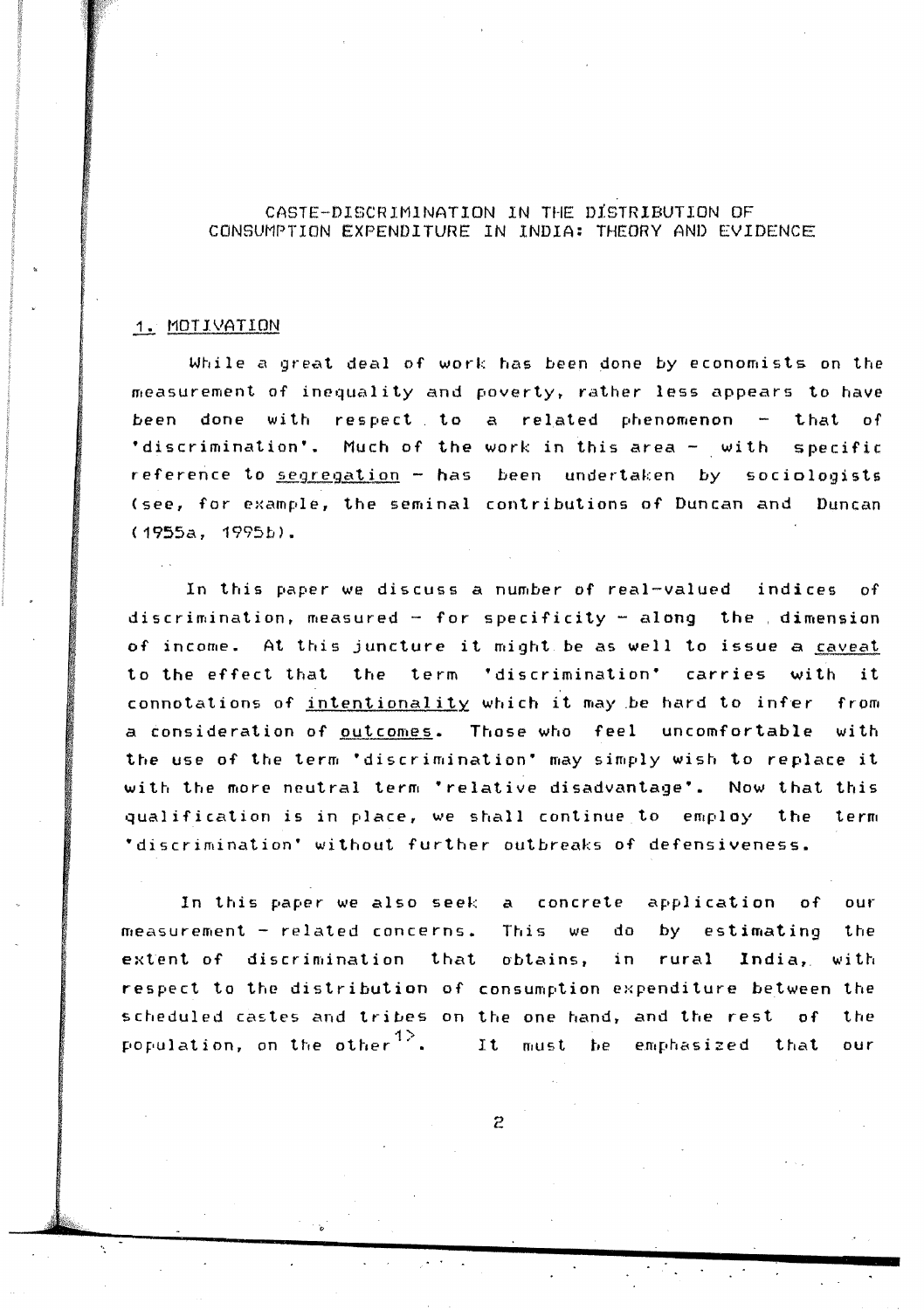# CASTE-DISCRIMINATION IN THE DISTRIBUTION OF CONSUMPTION EXPENDITURE IN INDIA: THEORY AND EVIDENCE

## 1. MOTIVATION

While a great deal of work has been done by economists on the measurement of inequality and poverty, rather less appears to have been done with respect to a related phenomenon – that of 'discrimination'. Much of the work in this area – with specific reference to segregation – has been undertaken by sociologists (see, for example, the seminal contributions of Duncan and Duncan (1955a, 1995b).

In this paper we discuss a number of real-valued indices of discrimination, measured – for specificity – along the dimension of income. At this juncture it might be as well to issue a caveat to the effect that the term 'discrimination' carries with it connotations of intentionality which it may be hard to infer from a consideration of outcomes. Those who feel uncomfortable with the use of the term 'discrimination' may simply wish to replace it with the more neutral term 'relative disadvantage'. Now that this qualification is in place, we shall continue to employ the term 'discrimination' without further outbreaks of defensiveness.

In this paper we also seek a concrete application of our measurement – related concerns. This we do by estimating the extent of discrimination that obtains, in rural India, with respect to the distribution of consumption expenditure between the scheduled castes and tribes on the one hand, and the rest of the population, on the other[1]. It must be emphasized that our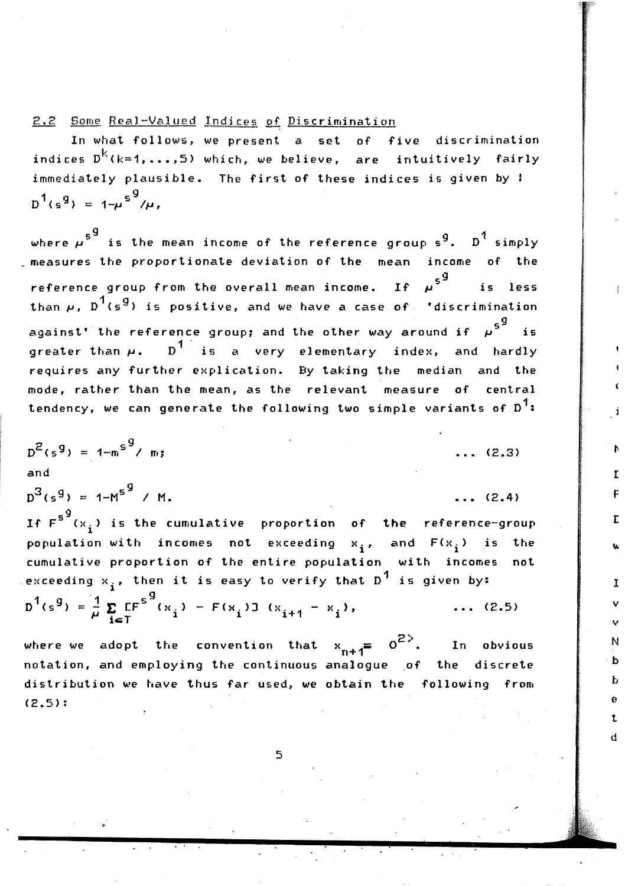## 2.2 Some Real-Valued Indices of Discrimination

In what follows, we present a set of five discrimination indices $D^k (k=1,\ldots,5)$ which, we believe, are intuitively fairly immediately plausible. The first of these indices is given by :

$$D^1(s^g) = 1-\mu^{s^g}/\mu,$$

where $\mu^{s^g}$ is the mean income of the reference group $s^g$. $D^1$ simply measures the proportionate deviation of the mean income of the reference group from the overall mean income. If $\mu^{s^g}$ is less than $\mu$, $D^1(s^g)$ is positive, and we have a case of 'discrimination against' the reference group; and the other way around if $\mu^{s^g}$ is greater than $\mu$. $D^1$ is a very elementary index, and hardly requires any further explication. By taking the median and the mode, rather than the mean, as the relevant measure of central tendency, we can generate the following two simple variants of $D^1$:

$$D^2(s^g) = 1-m^{s^g}/m; \qquad \ldots (2.3)$$

and

$$D^3(s^g) = 1-M^{s^g}/M. \qquad \ldots (2.4)$$

If $F^{s^g}(x_i)$ is the cumulative proportion of the reference-group population with incomes not exceeding $x_i$, and $F(x_i)$ is the cumulative proportion of the entire population with incomes not exceeding $x_i$, then it is easy to verify that $D^1$ is given by:

$$D^1(s^g) = \frac{1}{\mu}\sum_{i\in T}[F^{s^g}(x_i) - F(x_i)]\,(x_{i+1} - x_i), \qquad \ldots (2.5)$$

where we adopt the convention that $x_{n+1} \equiv 0$[2>]. In obvious notation, and employing the continuous analogue of the discrete distribution we have thus far used, we obtain the following from (2.5):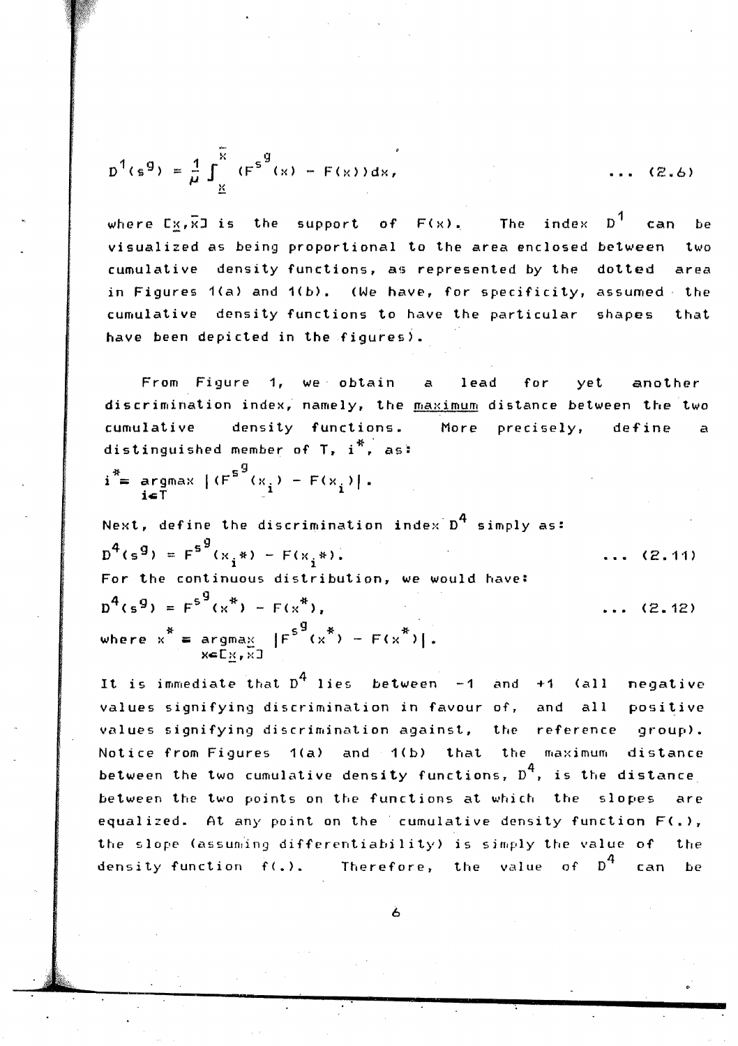$$D^1(s^g) = \frac{1}{\mu}\int_{\underline{x}}^{\bar{x}} (F^{s^g}(x) - F(x))dx, \qquad \ldots (2.6)$$

where $[\underline{x},\bar{x}]$ is the support of $F(x)$. The index $D^1$ can be visualized as being proportional to the area enclosed between two cumulative density functions, as represented by the dotted area in Figures 1(a) and 1(b). (We have, for specificity, assumed the cumulative density functions to have the particular shapes that have been depicted in the figures).

From Figure 1, we obtain a lead for yet another discrimination index, namely, the maximum distance between the two cumulative density functions. More precisely, define a distinguished member of T, $i^*$, as:

$$i^* = \underset{i \in T}{\operatorname{argmax}} \; |(F^{s^g}(x_i) - F(x_i)|.$$

Next, define the discrimination index $D^4$ simply as:

$$D^4(s^g) = F^{s^g}(x_i*) - F(x_i*). \qquad \ldots (2.11)$$

For the continuous distribution, we would have:

$$D^4(s^g) = F^{s^g}(x^*) - F(x^*), \qquad \ldots (2.12)$$

where $x^* = \underset{x \in [\underline{x},\bar{x}]}{\operatorname{argmax}} \; |F^{s^g}(x^*) - F(x^*)|$.

It is immediate that $D^4$ lies between $-1$ and $+1$ (all negative values signifying discrimination in favour of, and all positive values signifying discrimination against, the reference group). Notice from Figures 1(a) and 1(b) that the maximum distance between the two cumulative density functions, $D^4$, is the distance between the two points on the functions at which the slopes are equalized. At any point on the cumulative density function $F(.)$, the slope (assuming differentiability) is simply the value of the density function $f(.)$. Therefore, the value of $D^4$ can be